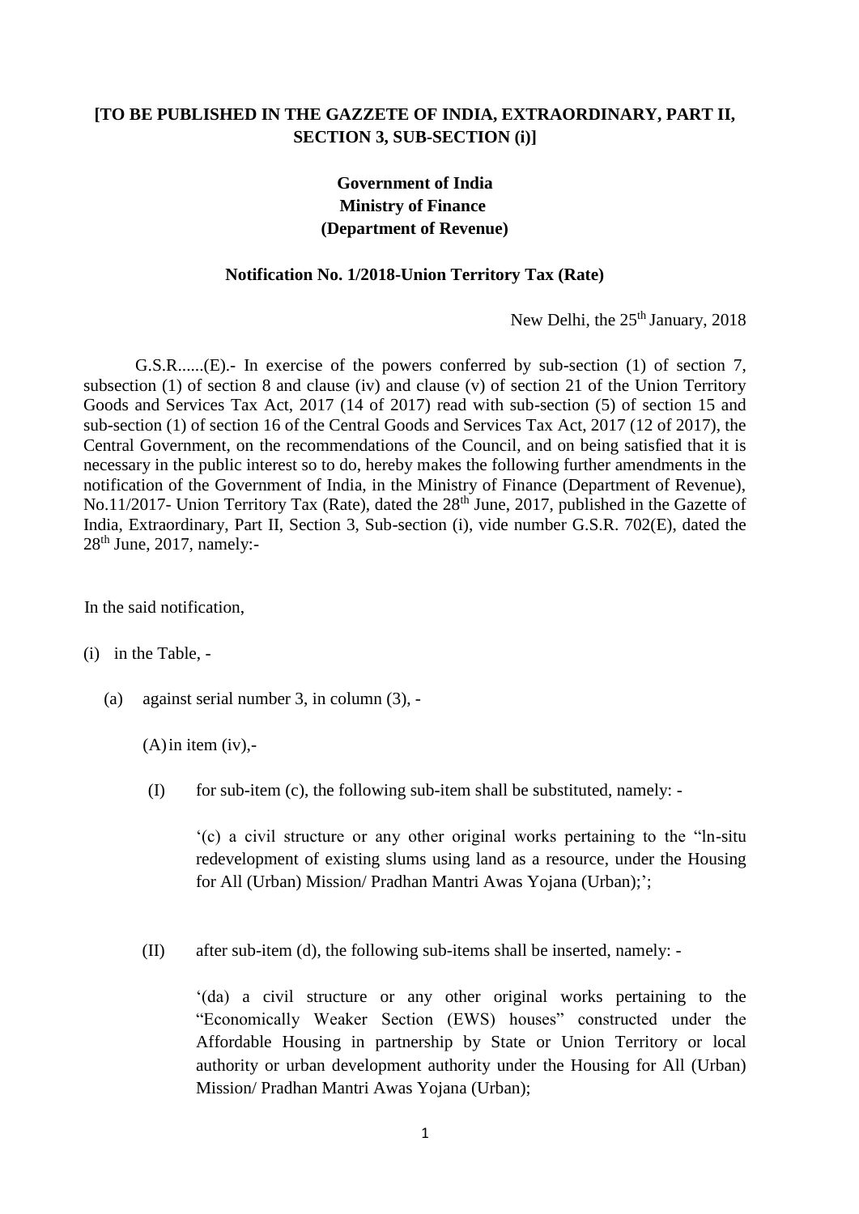**[TO BE PUBLISHED IN THE GAZZETE OF INDIA, EXTRAORDINARY, PART II, SECTION 3, SUB-SECTION (i)]**

**Government of India**
**Ministry of Finance**
**(Department of Revenue)**

**Notification No. 1/2018-Union Territory Tax (Rate)**

New Delhi, the 25th January, 2018

G.S.R......(E).- In exercise of the powers conferred by sub-section (1) of section 7, subsection (1) of section 8 and clause (iv) and clause (v) of section 21 of the Union Territory Goods and Services Tax Act, 2017 (14 of 2017) read with sub-section (5) of section 15 and sub-section (1) of section 16 of the Central Goods and Services Tax Act, 2017 (12 of 2017), the Central Government, on the recommendations of the Council, and on being satisfied that it is necessary in the public interest so to do, hereby makes the following further amendments in the notification of the Government of India, in the Ministry of Finance (Department of Revenue), No.11/2017- Union Territory Tax (Rate), dated the 28th June, 2017, published in the Gazette of India, Extraordinary, Part II, Section 3, Sub-section (i), vide number G.S.R. 702(E), dated the 28th June, 2017, namely:-

In the said notification,

(i) in the Table, -

(a) against serial number 3, in column (3), -

(A) in item (iv),-

(I) for sub-item (c), the following sub-item shall be substituted, namely: -

'(c) a civil structure or any other original works pertaining to the "ln-situ redevelopment of existing slums using land as a resource, under the Housing for All (Urban) Mission/ Pradhan Mantri Awas Yojana (Urban);';

(II) after sub-item (d), the following sub-items shall be inserted, namely: -

'(da) a civil structure or any other original works pertaining to the "Economically Weaker Section (EWS) houses" constructed under the Affordable Housing in partnership by State or Union Territory or local authority or urban development authority under the Housing for All (Urban) Mission/ Pradhan Mantri Awas Yojana (Urban);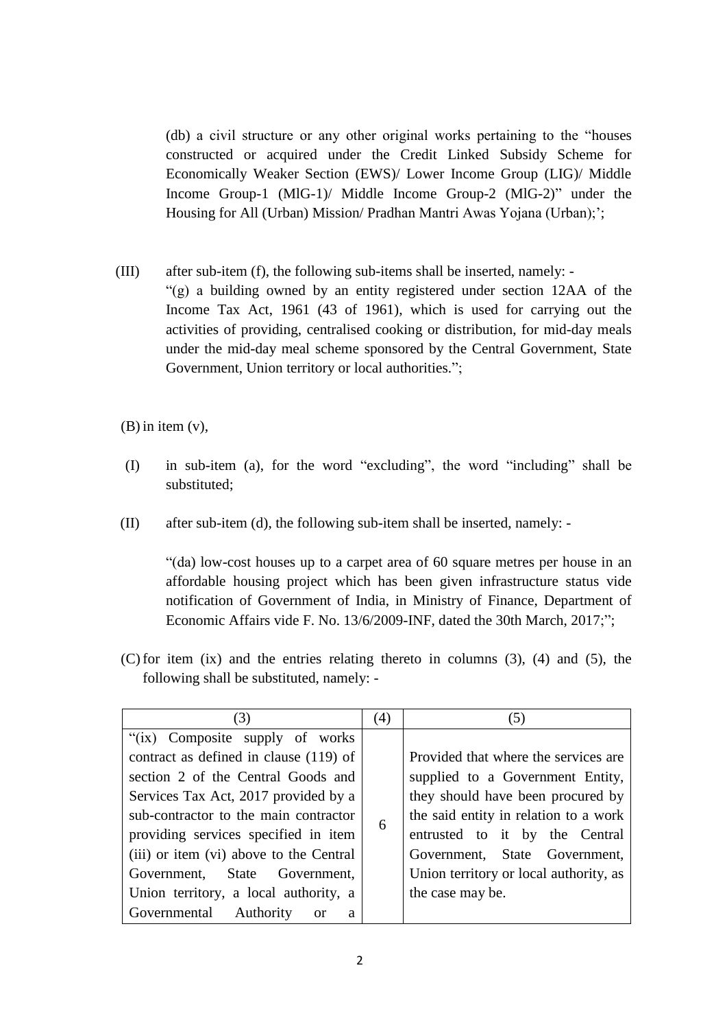(db) a civil structure or any other original works pertaining to the "houses constructed or acquired under the Credit Linked Subsidy Scheme for Economically Weaker Section (EWS)/ Lower Income Group (LIG)/ Middle Income Group-1 (MIG-1)/ Middle Income Group-2 (MIG-2)" under the Housing for All (Urban) Mission/ Pradhan Mantri Awas Yojana (Urban);';

(III) after sub-item (f), the following sub-items shall be inserted, namely: -

"(g) a building owned by an entity registered under section 12AA of the Income Tax Act, 1961 (43 of 1961), which is used for carrying out the activities of providing, centralised cooking or distribution, for mid-day meals under the mid-day meal scheme sponsored by the Central Government, State Government, Union territory or local authorities.";

(B) in item (v),

(I) in sub-item (a), for the word "excluding", the word "including" shall be substituted;

(II) after sub-item (d), the following sub-item shall be inserted, namely: -

"(da) low-cost houses up to a carpet area of 60 square metres per house in an affordable housing project which has been given infrastructure status vide notification of Government of India, in Ministry of Finance, Department of Economic Affairs vide F. No. 13/6/2009-INF, dated the 30th March, 2017;";

(C) for item (ix) and the entries relating thereto in columns (3), (4) and (5), the following shall be substituted, namely: -

| (3) | (4) | (5) |
|---|---|---|
| "(ix) Composite supply of works contract as defined in clause (119) of section 2 of the Central Goods and Services Tax Act, 2017 provided by a sub-contractor to the main contractor providing services specified in item (iii) or item (vi) above to the Central Government, State Government, Union territory, a local authority, a Governmental Authority or a | 6 | Provided that where the services are supplied to a Government Entity, they should have been procured by the said entity in relation to a work entrusted to it by the Central Government, State Government, Union territory or local authority, as the case may be. |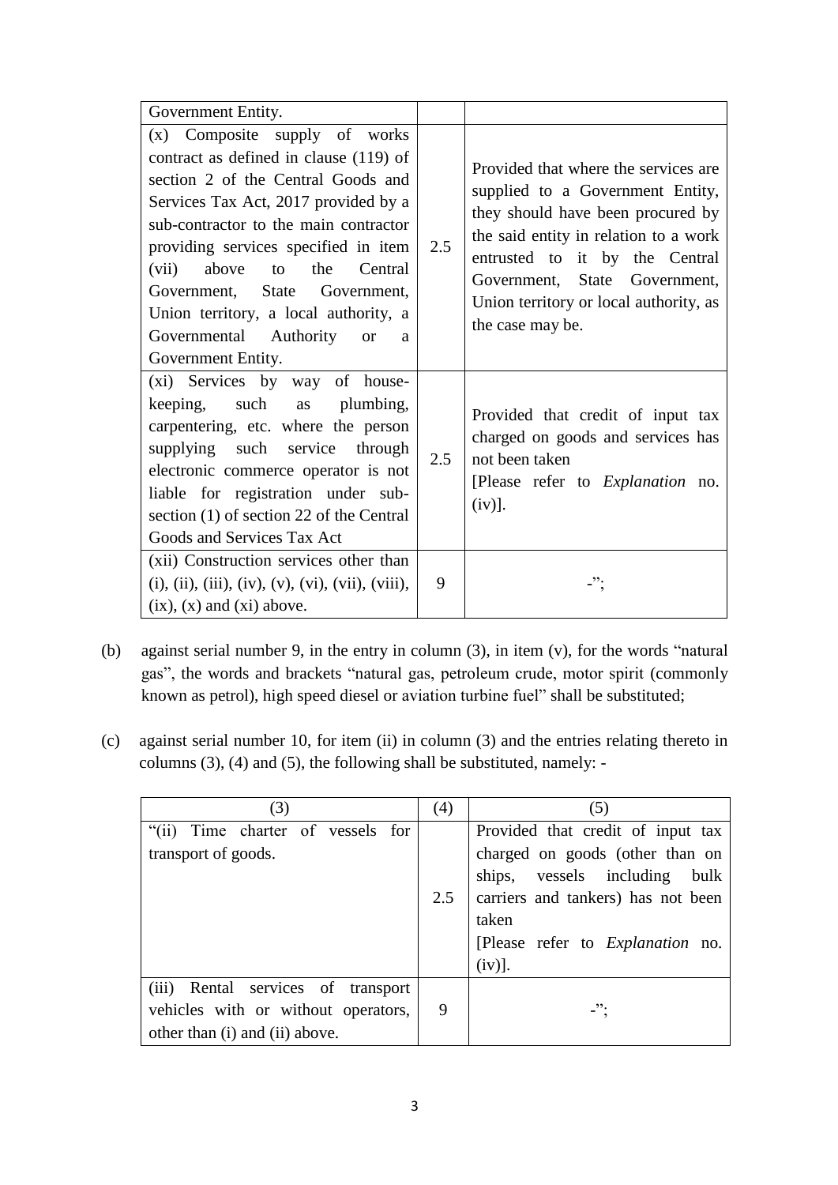| | | |
|---|---|---|
| Government Entity. | | |
| (x) Composite supply of works contract as defined in clause (119) of section 2 of the Central Goods and Services Tax Act, 2017 provided by a sub-contractor to the main contractor providing services specified in item (vii) above to the Central Government, State Government, Union territory, a local authority, a Governmental Authority or a Government Entity. | 2.5 | Provided that where the services are supplied to a Government Entity, they should have been procured by the said entity in relation to a work entrusted to it by the Central Government, State Government, Union territory or local authority, as the case may be. |
| (xi) Services by way of house-keeping, such as plumbing, carpentering, etc. where the person supplying such service through electronic commerce operator is not liable for registration under sub-section (1) of section 22 of the Central Goods and Services Tax Act | 2.5 | Provided that credit of input tax charged on goods and services has not been taken [Please refer to *Explanation* no. (iv)]. |
| (xii) Construction services other than (i), (ii), (iii), (iv), (v), (vi), (vii), (viii), (ix), (x) and (xi) above. | 9 | -"; |

(b) against serial number 9, in the entry in column (3), in item (v), for the words "natural gas", the words and brackets "natural gas, petroleum crude, motor spirit (commonly known as petrol), high speed diesel or aviation turbine fuel" shall be substituted;

(c) against serial number 10, for item (ii) in column (3) and the entries relating thereto in columns (3), (4) and (5), the following shall be substituted, namely: -

| (3) | (4) | (5) |
|---|---|---|
| "(ii) Time charter of vessels for transport of goods. | 2.5 | Provided that credit of input tax charged on goods (other than on ships, vessels including bulk carriers and tankers) has not been taken [Please refer to *Explanation* no. (iv)]. |
| (iii) Rental services of transport vehicles with or without operators, other than (i) and (ii) above. | 9 | -"; |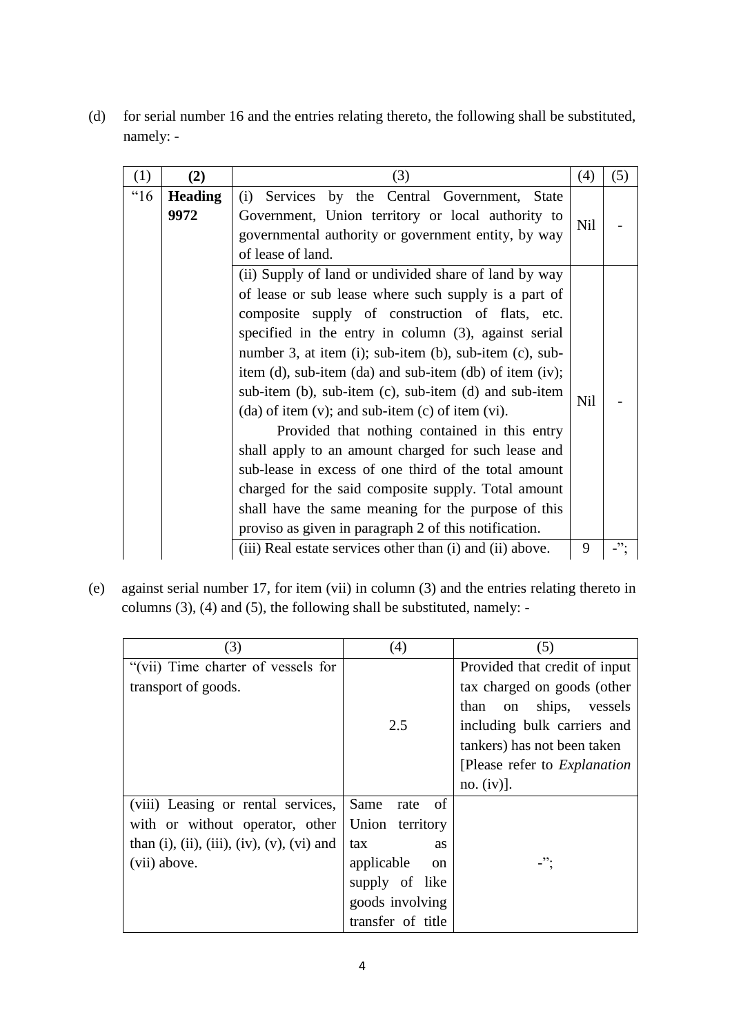(d) for serial number 16 and the entries relating thereto, the following shall be substituted, namely: -

| (1) | (2) | (3) | (4) | (5) |
|---|---|---|---|---|
| "16 | **Heading 9972** | (i) Services by the Central Government, State Government, Union territory or local authority to governmental authority or government entity, by way of lease of land. | Nil | - |
| | | (ii) Supply of land or undivided share of land by way of lease or sub lease where such supply is a part of composite supply of construction of flats, etc. specified in the entry in column (3), against serial number 3, at item (i); sub-item (b), sub-item (c), sub-item (d), sub-item (da) and sub-item (db) of item (iv); sub-item (b), sub-item (c), sub-item (d) and sub-item (da) of item (v); and sub-item (c) of item (vi). Provided that nothing contained in this entry shall apply to an amount charged for such lease and sub-lease in excess of one third of the total amount charged for the said composite supply. Total amount shall have the same meaning for the purpose of this proviso as given in paragraph 2 of this notification. | Nil | - |
| | | (iii) Real estate services other than (i) and (ii) above. | 9 | -"; |

(e) against serial number 17, for item (vii) in column (3) and the entries relating thereto in columns (3), (4) and (5), the following shall be substituted, namely: -

| (3) | (4) | (5) |
|---|---|---|
| "(vii) Time charter of vessels for transport of goods. | 2.5 | Provided that credit of input tax charged on goods (other than on ships, vessels including bulk carriers and tankers) has not been taken [Please refer to *Explanation* no. (iv)]. |
| (viii) Leasing or rental services, with or without operator, other than (i), (ii), (iii), (iv), (v), (vi) and (vii) above. | Same rate of Union territory tax as applicable on supply of like goods involving transfer of title | -"; |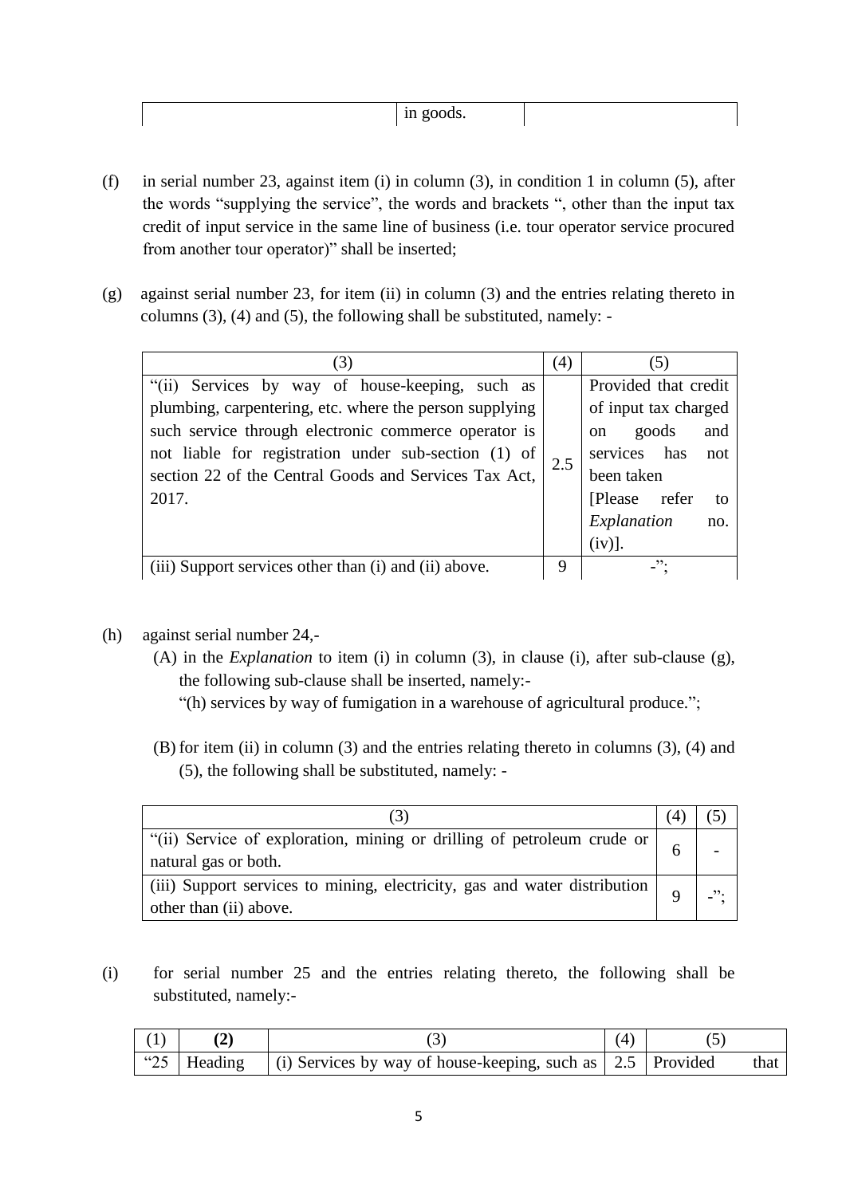| | in goods. | |
|---|---|---|

(f) in serial number 23, against item (i) in column (3), in condition 1 in column (5), after the words "supplying the service", the words and brackets ", other than the input tax credit of input service in the same line of business (i.e. tour operator service procured from another tour operator)" shall be inserted;

(g) against serial number 23, for item (ii) in column (3) and the entries relating thereto in columns (3), (4) and (5), the following shall be substituted, namely: -

| (3) | (4) | (5) |
|---|---|---|
| "(ii) Services by way of house-keeping, such as plumbing, carpentering, etc. where the person supplying such service through electronic commerce operator is not liable for registration under sub-section (1) of section 22 of the Central Goods and Services Tax Act, 2017. | 2.5 | Provided that credit of input tax charged on goods and services has not been taken [Please refer to *Explanation* no. (iv)]. |
| (iii) Support services other than (i) and (ii) above. | 9 | -"; |

(h) against serial number 24,-

(A) in the *Explanation* to item (i) in column (3), in clause (i), after sub-clause (g), the following sub-clause shall be inserted, namely:-
"(h) services by way of fumigation in a warehouse of agricultural produce.";

(B) for item (ii) in column (3) and the entries relating thereto in columns (3), (4) and (5), the following shall be substituted, namely: -

| (3) | (4) | (5) |
|---|---|---|
| "(ii) Service of exploration, mining or drilling of petroleum crude or natural gas or both. | 6 | - |
| (iii) Support services to mining, electricity, gas and water distribution other than (ii) above. | 9 | -"; |

(i) for serial number 25 and the entries relating thereto, the following shall be substituted, namely:-

| (1) | **(2)** | (3) | (4) | (5) |
|---|---|---|---|---|
| "25 | Heading | (i) Services by way of house-keeping, such as | 2.5 | Provided that |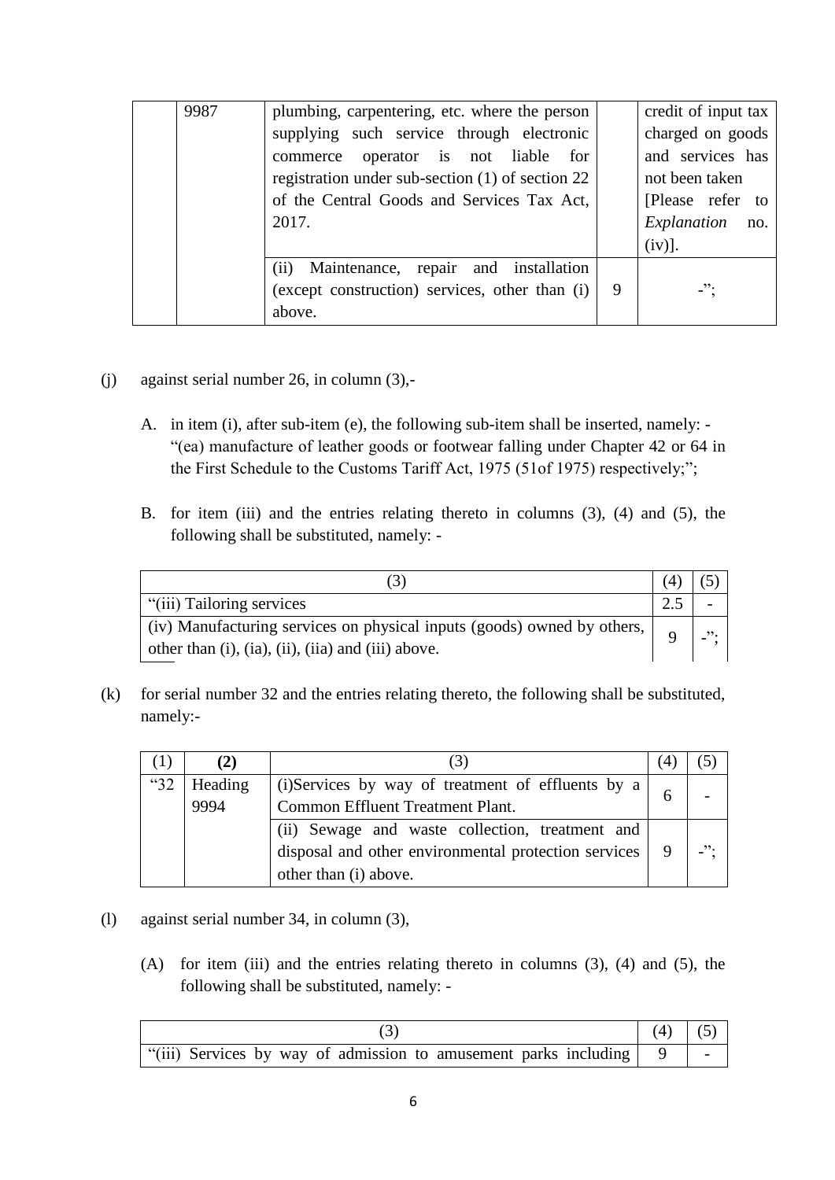| | | | | |
|---|---|---|---|---|
| | 9987 | plumbing, carpentering, etc. where the person supplying such service through electronic commerce operator is not liable for registration under sub-section (1) of section 22 of the Central Goods and Services Tax Act, 2017. | | credit of input tax charged on goods and services has not been taken [Please refer to *Explanation* no. (iv)]. |
| | | (ii) Maintenance, repair and installation (except construction) services, other than (i) above. | 9 | -"; |

(j) against serial number 26, in column (3),-

A. in item (i), after sub-item (e), the following sub-item shall be inserted, namely: - "(ea) manufacture of leather goods or footwear falling under Chapter 42 or 64 in the First Schedule to the Customs Tariff Act, 1975 (51of 1975) respectively;";

B. for item (iii) and the entries relating thereto in columns (3), (4) and (5), the following shall be substituted, namely: -

| (3) | (4) | (5) |
|---|---|---|
| "(iii) Tailoring services | 2.5 | - |
| (iv) Manufacturing services on physical inputs (goods) owned by others, other than (i), (ia), (ii), (iia) and (iii) above. | 9 | -"; |

(k) for serial number 32 and the entries relating thereto, the following shall be substituted, namely:-

| (1) | **(2)** | (3) | (4) | (5) |
|---|---|---|---|---|
| "32 | Heading 9994 | (i)Services by way of treatment of effluents by a Common Effluent Treatment Plant. | 6 | - |
| | | (ii) Sewage and waste collection, treatment and disposal and other environmental protection services other than (i) above. | 9 | -"; |

(l) against serial number 34, in column (3),

(A) for item (iii) and the entries relating thereto in columns (3), (4) and (5), the following shall be substituted, namely: -

| (3) | (4) | (5) |
|---|---|---|
| "(iii) Services by way of admission to amusement parks including | 9 | - |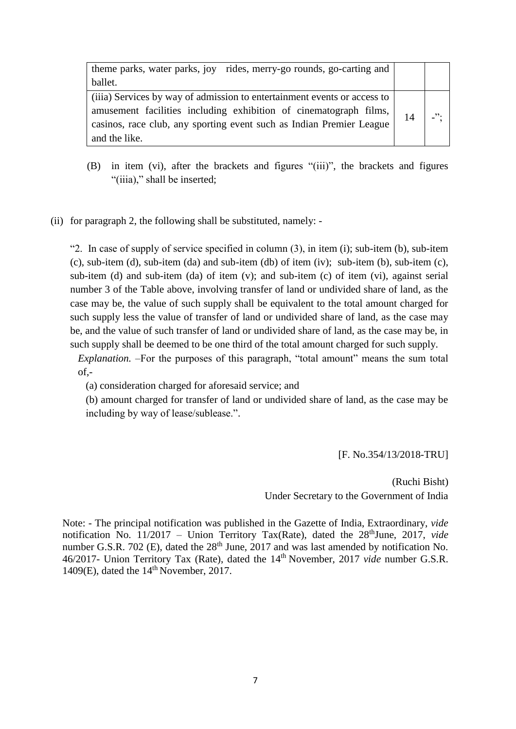| | | |
|---|---|---|
| theme parks, water parks, joy rides, merry-go rounds, go-carting and ballet. | | |
| (iiia) Services by way of admission to entertainment events or access to amusement facilities including exhibition of cinematograph films, casinos, race club, any sporting event such as Indian Premier League and the like. | 14 | -"; |

(B) in item (vi), after the brackets and figures "(iii)", the brackets and figures "(iiia)," shall be inserted;

(ii) for paragraph 2, the following shall be substituted, namely: -

"2. In case of supply of service specified in column (3), in item (i); sub-item (b), sub-item (c), sub-item (d), sub-item (da) and sub-item (db) of item (iv); sub-item (b), sub-item (c), sub-item (d) and sub-item (da) of item (v); and sub-item (c) of item (vi), against serial number 3 of the Table above, involving transfer of land or undivided share of land, as the case may be, the value of such supply shall be equivalent to the total amount charged for such supply less the value of transfer of land or undivided share of land, as the case may be, and the value of such transfer of land or undivided share of land, as the case may be, in such supply shall be deemed to be one third of the total amount charged for such supply.

*Explanation.* –For the purposes of this paragraph, "total amount" means the sum total of,-

(a) consideration charged for aforesaid service; and

(b) amount charged for transfer of land or undivided share of land, as the case may be including by way of lease/sublease.".

[F. No.354/13/2018-TRU]

(Ruchi Bisht)
Under Secretary to the Government of India

Note: - The principal notification was published in the Gazette of India, Extraordinary, *vide* notification No. 11/2017 – Union Territory Tax(Rate), dated the 28th June, 2017, *vide* number G.S.R. 702 (E), dated the 28th June, 2017 and was last amended by notification No. 46/2017- Union Territory Tax (Rate), dated the 14th November, 2017 *vide* number G.S.R. 1409(E), dated the 14th November, 2017.